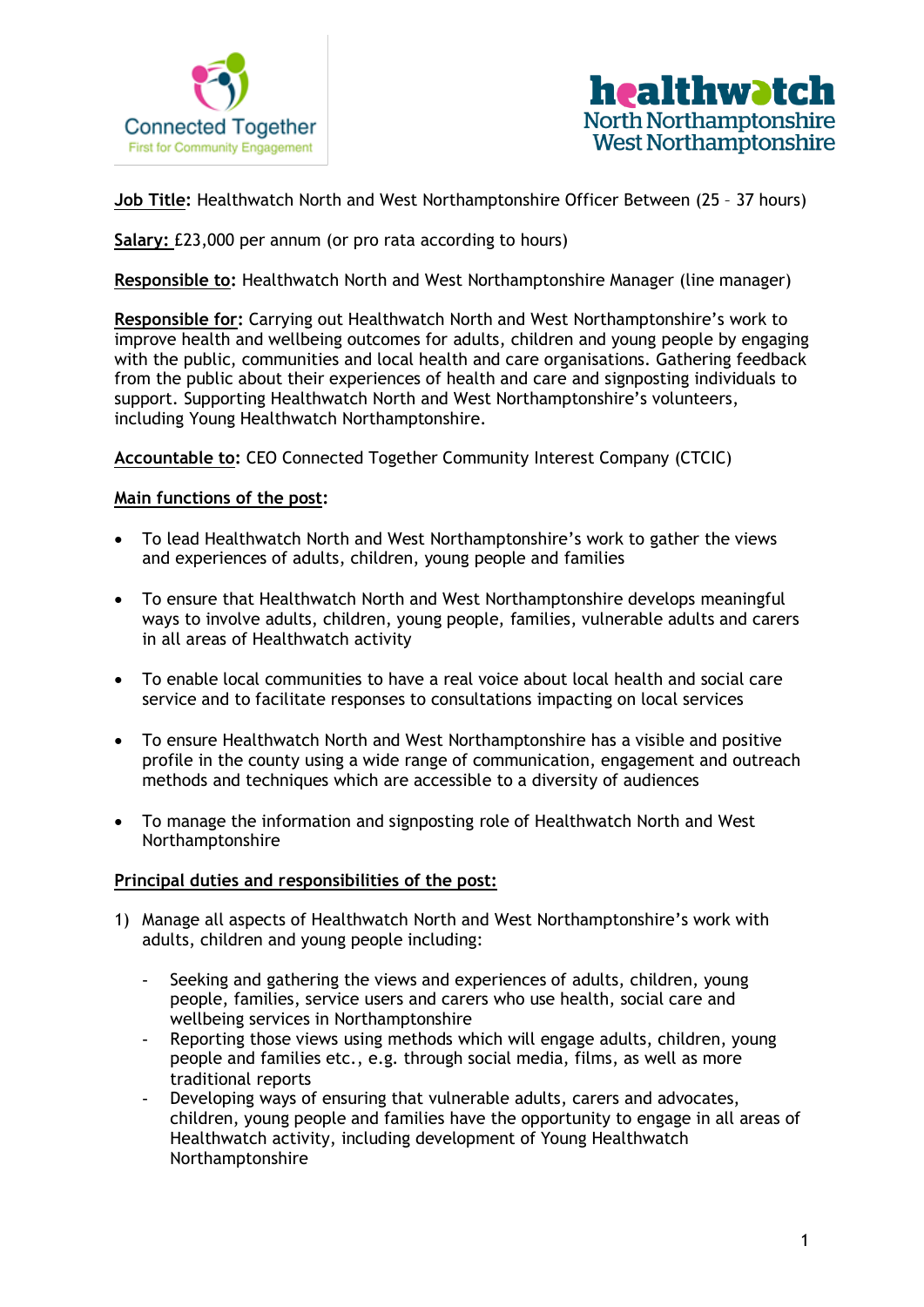**Job Title:** Healthwatch North and West Northamptonshire Officer Between (25 – 37 hours)

**Salary:** £23,000 per annum (or pro rata according to hours)

**Responsible to:** Healthwatch North and West Northamptonshire Manager (line manager)

**Responsible for:** Carrying out Healthwatch North and West Northamptonshire's work to improve health and wellbeing outcomes for adults, children and young people by engaging with the public, communities and local health and care organisations. Gathering feedback from the public about their experiences of health and care and signposting individuals to support. Supporting Healthwatch North and West Northamptonshire's volunteers, including Young Healthwatch Northamptonshire.

**Accountable to:** CEO Connected Together Community Interest Company (CTCIC)

**Main functions of the post:**

- To lead Healthwatch North and West Northamptonshire's work to gather the views and experiences of adults, children, young people and families
- To ensure that Healthwatch North and West Northamptonshire develops meaningful ways to involve adults, children, young people, families, vulnerable adults and carers in all areas of Healthwatch activity
- To enable local communities to have a real voice about local health and social care service and to facilitate responses to consultations impacting on local services
- To ensure Healthwatch North and West Northamptonshire has a visible and positive profile in the county using a wide range of communication, engagement and outreach methods and techniques which are accessible to a diversity of audiences
- To manage the information and signposting role of Healthwatch North and West Northamptonshire

**Principal duties and responsibilities of the post:**

1) Manage all aspects of Healthwatch North and West Northamptonshire's work with adults, children and young people including:

   - Seeking and gathering the views and experiences of adults, children, young people, families, service users and carers who use health, social care and wellbeing services in Northamptonshire
   - Reporting those views using methods which will engage adults, children, young people and families etc., e.g. through social media, films, as well as more traditional reports
   - Developing ways of ensuring that vulnerable adults, carers and advocates, children, young people and families have the opportunity to engage in all areas of Healthwatch activity, including development of Young Healthwatch Northamptonshire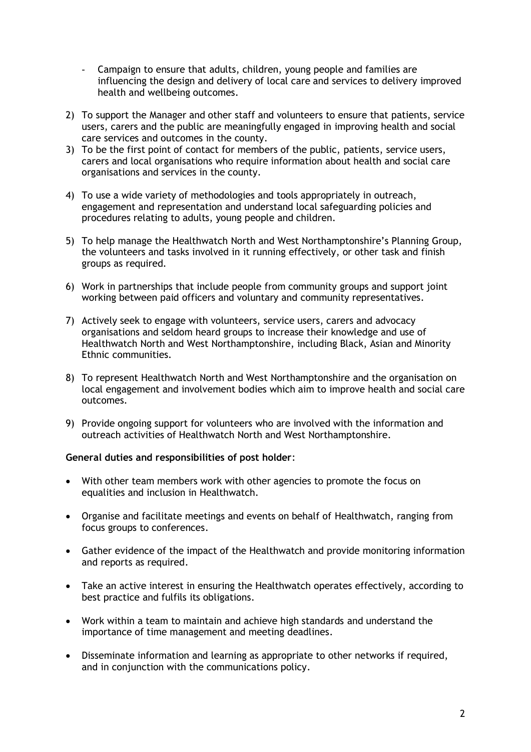- Campaign to ensure that adults, children, young people and families are influencing the design and delivery of local care and services to delivery improved health and wellbeing outcomes.

2) To support the Manager and other staff and volunteers to ensure that patients, service users, carers and the public are meaningfully engaged in improving health and social care services and outcomes in the county.
3) To be the first point of contact for members of the public, patients, service users, carers and local organisations who require information about health and social care organisations and services in the county.
4) To use a wide variety of methodologies and tools appropriately in outreach, engagement and representation and understand local safeguarding policies and procedures relating to adults, young people and children.
5) To help manage the Healthwatch North and West Northamptonshire's Planning Group, the volunteers and tasks involved in it running effectively, or other task and finish groups as required.
6) Work in partnerships that include people from community groups and support joint working between paid officers and voluntary and community representatives.
7) Actively seek to engage with volunteers, service users, carers and advocacy organisations and seldom heard groups to increase their knowledge and use of Healthwatch North and West Northamptonshire, including Black, Asian and Minority Ethnic communities.
8) To represent Healthwatch North and West Northamptonshire and the organisation on local engagement and involvement bodies which aim to improve health and social care outcomes.
9) Provide ongoing support for volunteers who are involved with the information and outreach activities of Healthwatch North and West Northamptonshire.

**General duties and responsibilities of post holder**:

- With other team members work with other agencies to promote the focus on equalities and inclusion in Healthwatch.
- Organise and facilitate meetings and events on behalf of Healthwatch, ranging from focus groups to conferences.
- Gather evidence of the impact of the Healthwatch and provide monitoring information and reports as required.
- Take an active interest in ensuring the Healthwatch operates effectively, according to best practice and fulfils its obligations.
- Work within a team to maintain and achieve high standards and understand the importance of time management and meeting deadlines.
- Disseminate information and learning as appropriate to other networks if required, and in conjunction with the communications policy.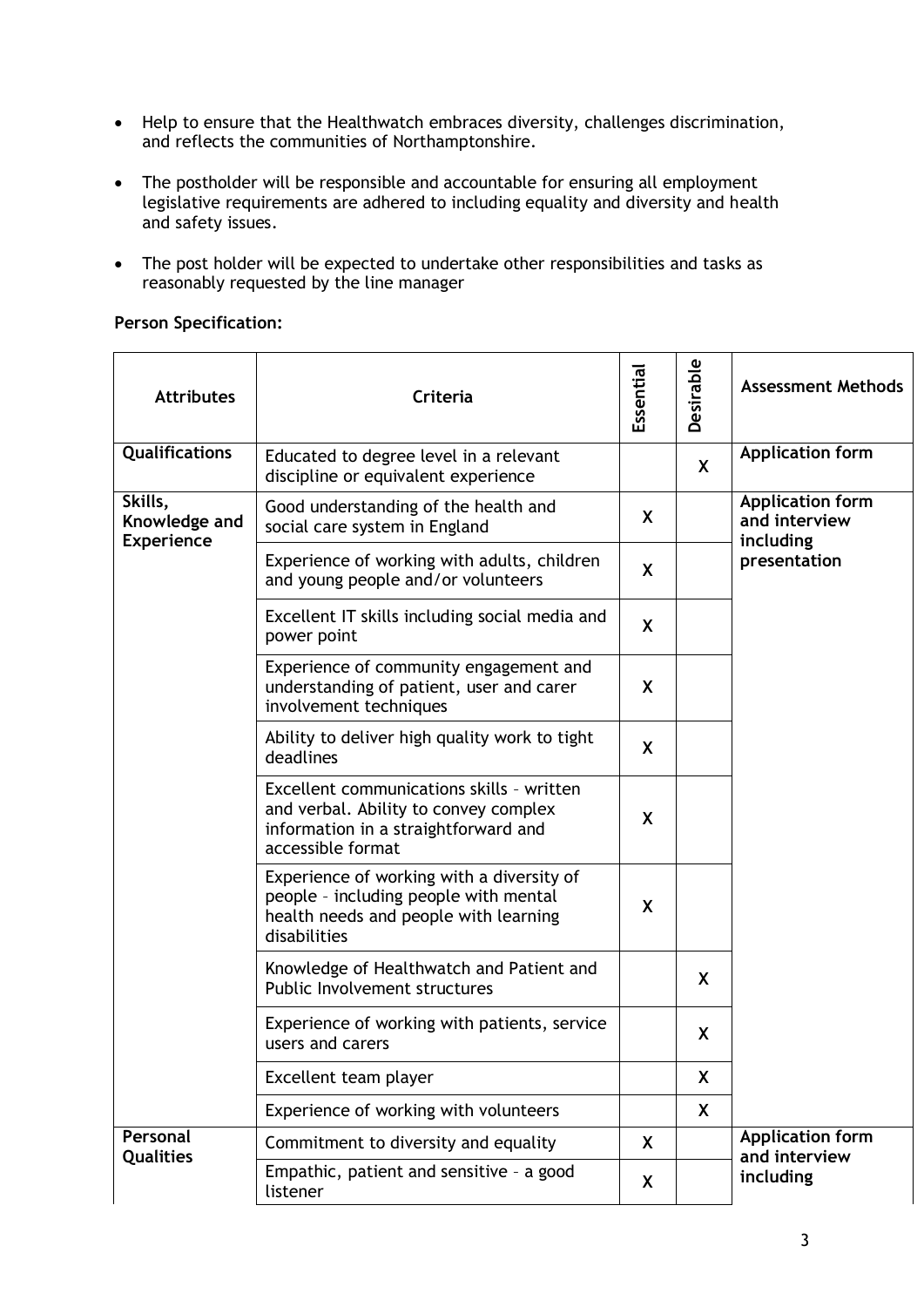- Help to ensure that the Healthwatch embraces diversity, challenges discrimination, and reflects the communities of Northamptonshire.
- The postholder will be responsible and accountable for ensuring all employment legislative requirements are adhered to including equality and diversity and health and safety issues.
- The post holder will be expected to undertake other responsibilities and tasks as reasonably requested by the line manager

**Person Specification:**

| Attributes | Criteria | Essential | Desirable | Assessment Methods |
|---|---|---|---|---|
| **Qualifications** | Educated to degree level in a relevant discipline or equivalent experience | | X | **Application form** |
| **Skills, Knowledge and Experience** | Good understanding of the health and social care system in England | X | | **Application form and interview including presentation** |
| | Experience of working with adults, children and young people and/or volunteers | X | | |
| | Excellent IT skills including social media and power point | X | | |
| | Experience of community engagement and understanding of patient, user and carer involvement techniques | X | | |
| | Ability to deliver high quality work to tight deadlines | X | | |
| | Excellent communications skills – written and verbal. Ability to convey complex information in a straightforward and accessible format | X | | |
| | Experience of working with a diversity of people – including people with mental health needs and people with learning disabilities | X | | |
| | Knowledge of Healthwatch and Patient and Public Involvement structures | | X | |
| | Experience of working with patients, service users and carers | | X | |
| | Excellent team player | | X | |
| | Experience of working with volunteers | | X | |
| **Personal Qualities** | Commitment to diversity and equality | X | | **Application form and interview including** |
| | Empathic, patient and sensitive – a good listener | X | | |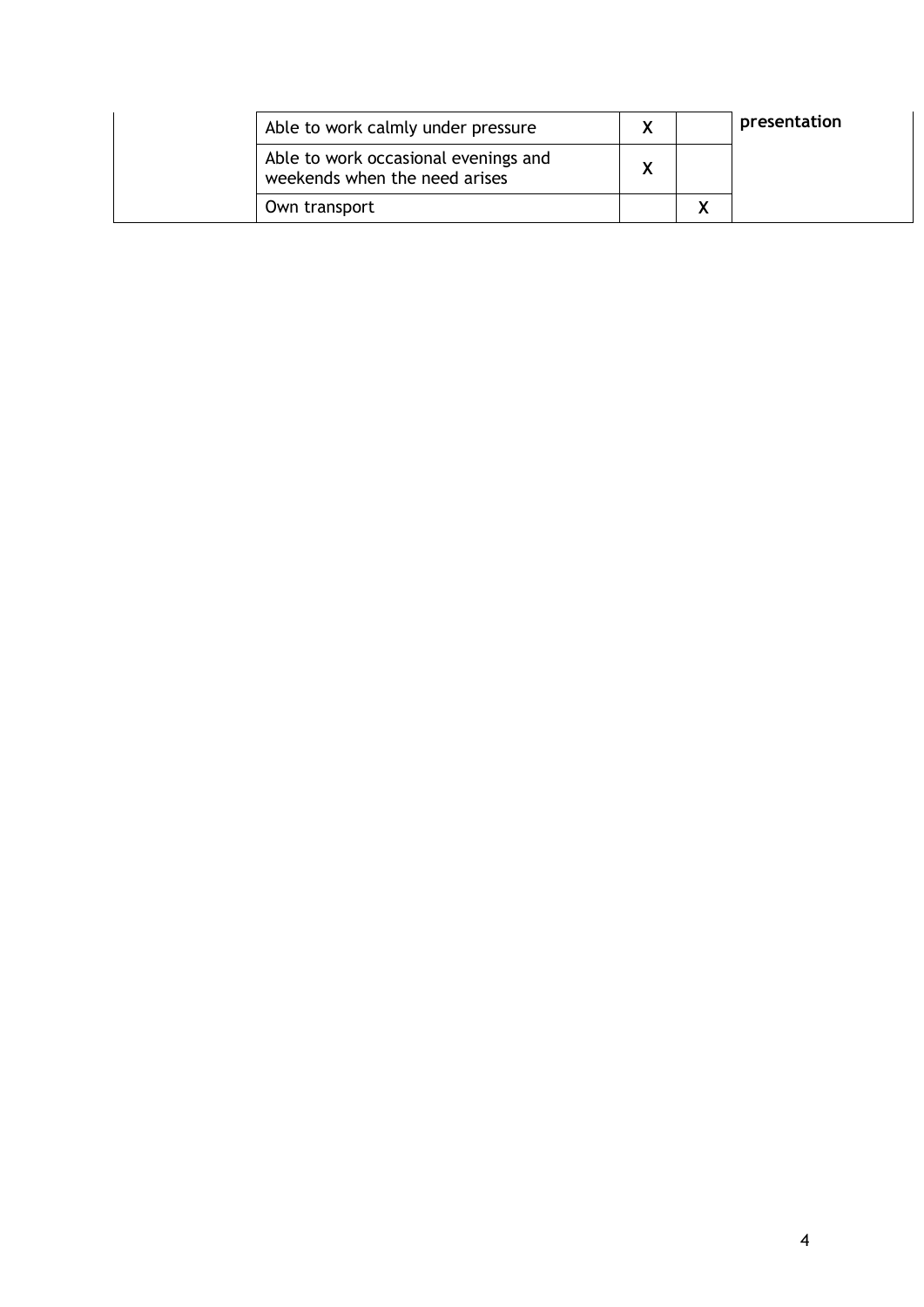| | | | | |
|---|---|---|---|---|
| | Able to work calmly under pressure | X | | **presentation** |
| | Able to work occasional evenings and weekends when the need arises | X | | |
| | Own transport | | X | |